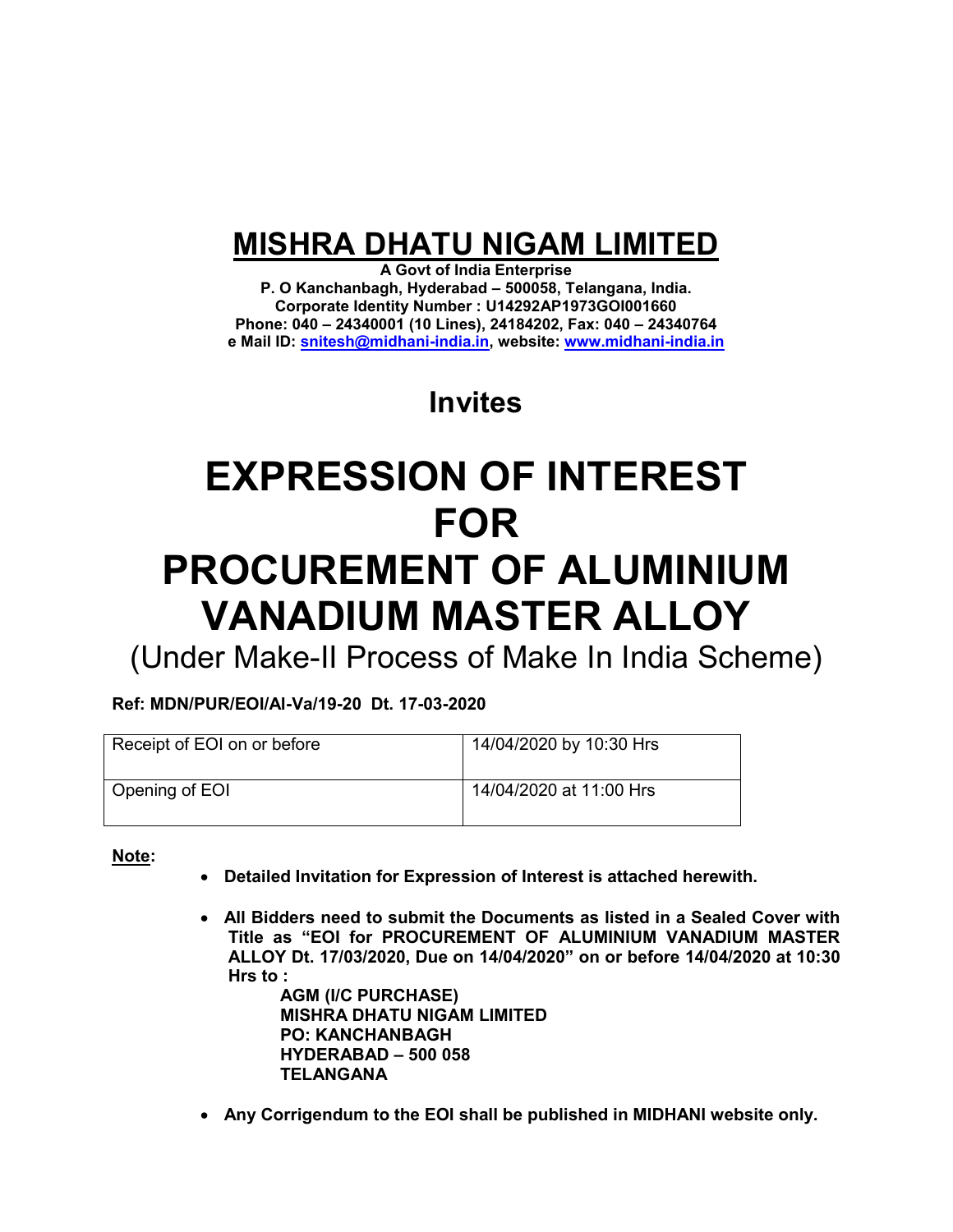# MISHRA DHATU NIGAM LIMITED

**A Govt of India Enterprise**
**P. O Kanchanbagh, Hyderabad – 500058, Telangana, India.**
**Corporate Identity Number : U14292AP1973GOI001660**
**Phone: 040 – 24340001 (10 Lines), 24184202, Fax: 040 – 24340764**
**e Mail ID: snitesh@midhani-india.in, website: www.midhani-india.in**

## Invites

# EXPRESSION OF INTEREST FOR PROCUREMENT OF ALUMINIUM VANADIUM MASTER ALLOY

(Under Make-II Process of Make In India Scheme)

**Ref: MDN/PUR/EOI/Al-Va/19-20 Dt. 17-03-2020**

| | |
|---|---|
| Receipt of EOI on or before | 14/04/2020 by 10:30 Hrs |
| Opening of EOI | 14/04/2020 at 11:00 Hrs |

**Note:**

- **Detailed Invitation for Expression of Interest is attached herewith.**
- **All Bidders need to submit the Documents as listed in a Sealed Cover with Title as "EOI for PROCUREMENT OF ALUMINIUM VANADIUM MASTER ALLOY Dt. 17/03/2020, Due on 14/04/2020" on or before 14/04/2020 at 10:30 Hrs to :**

  **AGM (I/C PURCHASE)**
  **MISHRA DHATU NIGAM LIMITED**
  **PO: KANCHANBAGH**
  **HYDERABAD – 500 058**
  **TELANGANA**

- **Any Corrigendum to the EOI shall be published in MIDHANI website only.**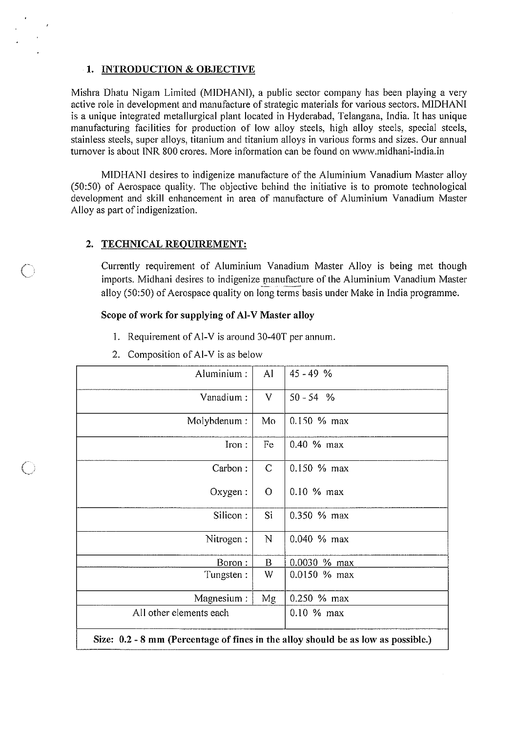## 1. INTRODUCTION & OBJECTIVE

Mishra Dhatu Nigam Limited (MIDHANI), a public sector company has been playing a very active role in development and manufacture of strategic materials for various sectors. MIDHANI is a unique integrated metallurgical plant located in Hyderabad, Telangana, India. It has unique manufacturing facilities for production of low alloy steels, high alloy steels, special steels, stainless steels, super alloys, titanium and titanium alloys in various forms and sizes. Our annual turnover is about INR 800 crores. More information can be found on www.midhani-india.in

MIDHANI desires to indigenize manufacture of the Aluminium Vanadium Master alloy (50:50) of Aerospace quality. The objective behind the initiative is to promote technological development and skill enhancement in area of manufacture of Aluminium Vanadium Master Alloy as part of indigenization.

## 2. TECHNICAL REQUIREMENT:

Currently requirement of Aluminium Vanadium Master Alloy is being met though imports. Midhani desires to indigenize manufacture of the Aluminium Vanadium Master alloy (50:50) of Aerospace quality on long terms basis under Make in India programme.

**Scope of work for supplying of Al-V Master alloy**

1. Requirement of Al-V is around 30-40T per annum.
2. Composition of Al-V is as below

| | | |
|---|---|---|
| Aluminium : | Al | 45 - 49 % |
| Vanadium : | V | 50 - 54 % |
| Molybdenum : | Mo | 0.150 % max |
| Iron : | Fe | 0.40 % max |
| Carbon : | C | 0.150 % max |
| Oxygen : | O | 0.10 % max |
| Silicon : | Si | 0.350 % max |
| Nitrogen : | N | 0.040 % max |
| Boron : | B | 0.0030 % max |
| Tungsten : | W | 0.0150 % max |
| Magnesium : | Mg | 0.250 % max |
| All other elements each | | 0.10 % max |
| **Size: 0.2 - 8 mm (Percentage of fines in the alloy should be as low as possible.)** | | |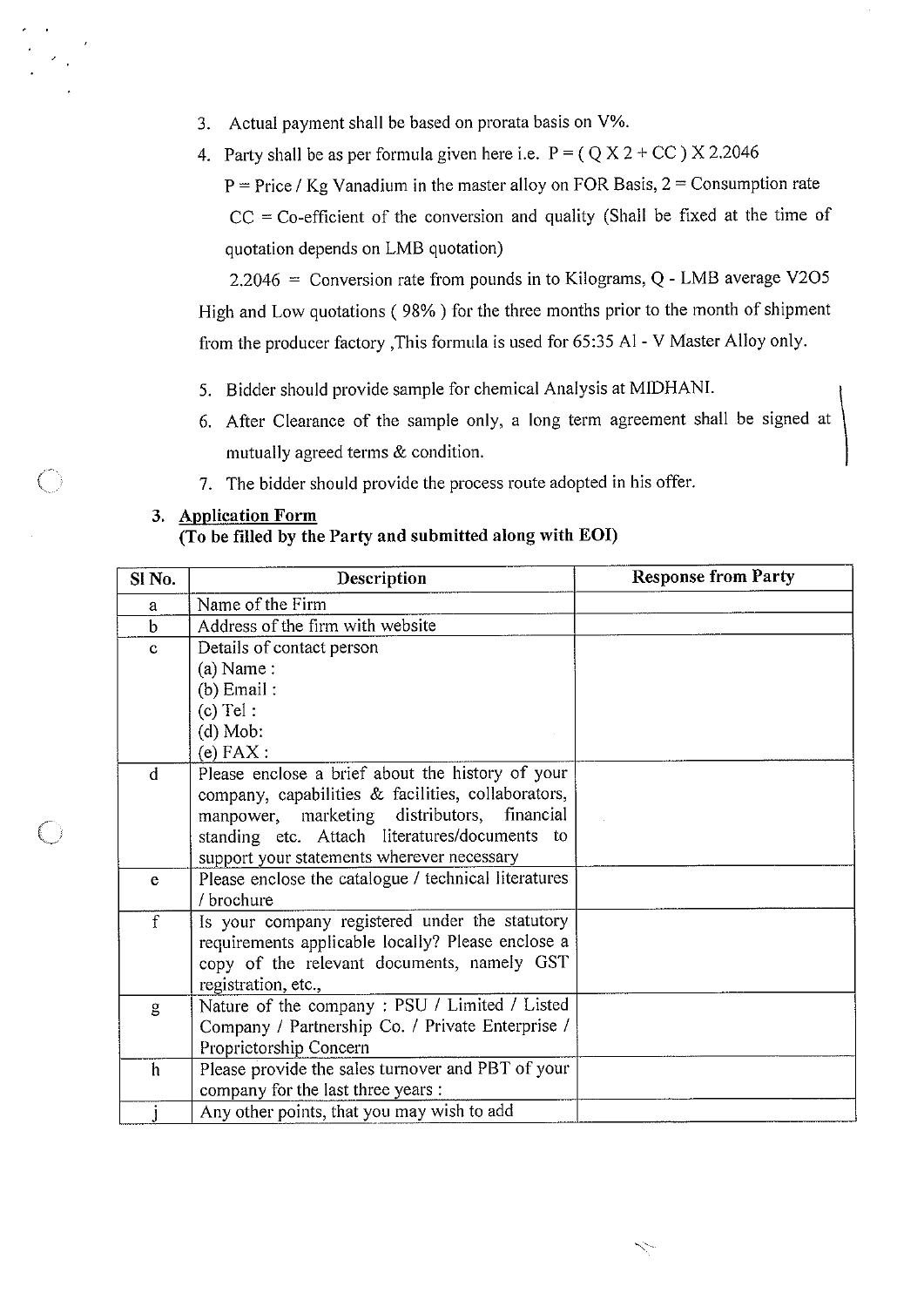3. Actual payment shall be based on prorata basis on V%.
4. Party shall be as per formula given here i.e. $P = ( Q \times 2 + CC ) \times 2.2046$

   P = Price / Kg Vanadium in the master alloy on FOR Basis, 2 = Consumption rate

   CC = Co-efficient of the conversion and quality (Shall be fixed at the time of quotation depends on LMB quotation)

   2.2046 = Conversion rate from pounds in to Kilograms, Q - LMB average $V_2O_5$ High and Low quotations ( 98% ) for the three months prior to the month of shipment from the producer factory ,This formula is used for 65:35 Al - V Master Alloy only.

5. Bidder should provide sample for chemical Analysis at MIDHANI.
6. After Clearance of the sample only, a long term agreement shall be signed at mutually agreed terms & condition.
7. The bidder should provide the process route adopted in his offer.

## 3. Application Form

**(To be filled by the Party and submitted along with EOI)**

| Sl No. | Description | Response from Party |
|---|---|---|
| a | Name of the Firm | |
| b | Address of the firm with website | |
| c | Details of contact person<br>(a) Name :<br>(b) Email :<br>(c) Tel :<br>(d) Mob:<br>(e) FAX : | |
| d | Please enclose a brief about the history of your company, capabilities & facilities, collaborators, manpower, marketing distributors, financial standing etc. Attach literatures/documents to support your statements wherever necessary | |
| e | Please enclose the catalogue / technical literatures / brochure | |
| f | Is your company registered under the statutory requirements applicable locally? Please enclose a copy of the relevant documents, namely GST registration, etc., | |
| g | Nature of the company : PSU / Limited / Listed Company / Partnership Co. / Private Enterprise / Proprietorship Concern | |
| h | Please provide the sales turnover and PBT of your company for the last three years : | |
| j | Any other points, that you may wish to add | |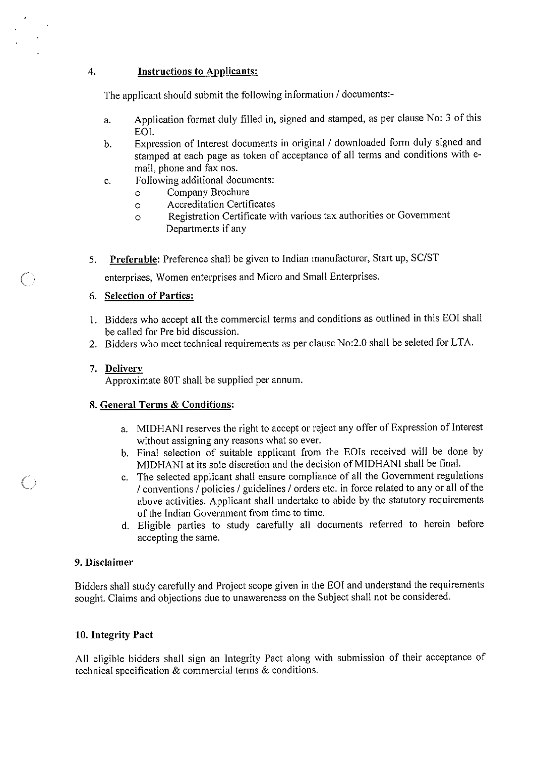## 4. Instructions to Applicants:

The applicant should submit the following information / documents:-

a. Application format duly filled in, signed and stamped, as per clause No: 3 of this EOI.
b. Expression of Interest documents in original / downloaded form duly signed and stamped at each page as token of acceptance of all terms and conditions with e-mail, phone and fax nos.
c. Following additional documents:
   - Company Brochure
   - Accreditation Certificates
   - Registration Certificate with various tax authorities or Government Departments if any

## 5. Preferable:

Preference shall be given to Indian manufacturer, Start up, SC/ST enterprises, Women enterprises and Micro and Small Enterprises.

## 6. Selection of Parties:

1. Bidders who accept all the commercial terms and conditions as outlined in this EOI shall be called for Pre bid discussion.
2. Bidders who meet technical requirements as per clause No:2.0 shall be seleted for LTA.

## 7. Delivery

Approximate 80T shall be supplied per annum.

## 8. General Terms & Conditions:

a. MIDHANI reserves the right to accept or reject any offer of Expression of Interest without assigning any reasons what so ever.
b. Final selection of suitable applicant from the EOIs received will be done by MIDHANI at its sole discretion and the decision of MIDHANI shall be final.
c. The selected applicant shall ensure compliance of all the Government regulations / conventions / policies / guidelines / orders etc. in force related to any or all of the above activities. Applicant shall undertake to abide by the statutory requirements of the Indian Government from time to time.
d. Eligible parties to study carefully all documents referred to herein before accepting the same.

## 9. Disclaimer

Bidders shall study carefully and Project scope given in the EOI and understand the requirements sought. Claims and objections due to unawareness on the Subject shall not be considered.

## 10. Integrity Pact

All eligible bidders shall sign an Integrity Pact along with submission of their acceptance of technical specification & commercial terms & conditions.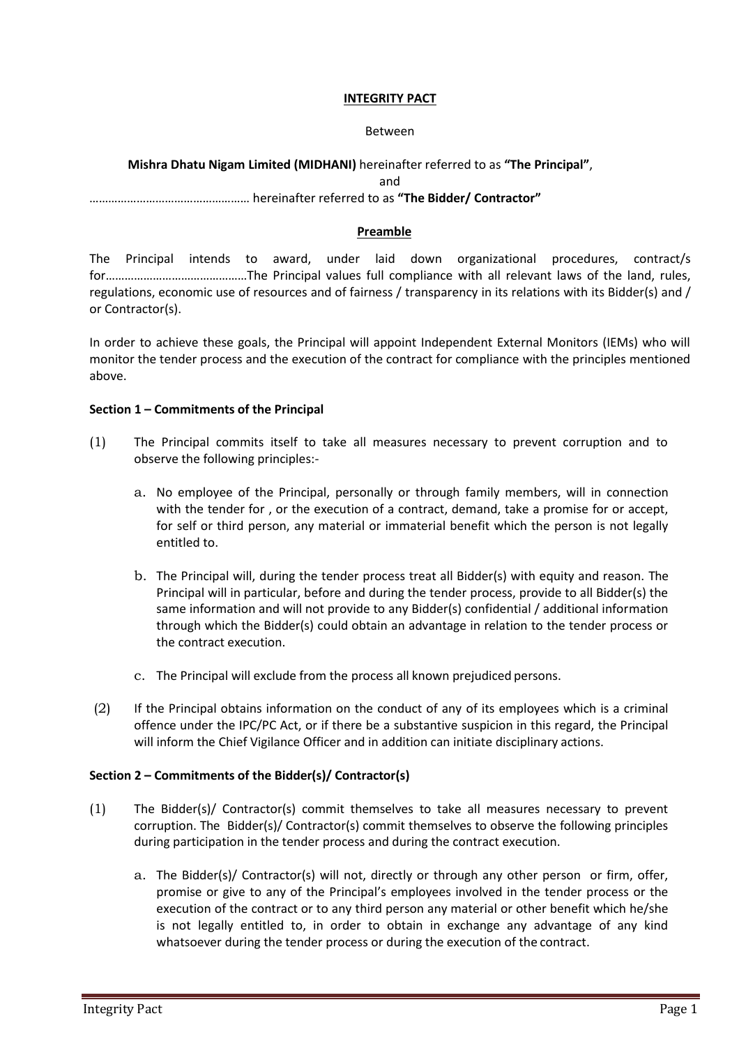**INTEGRITY PACT**

Between

**Mishra Dhatu Nigam Limited (MIDHANI)** hereinafter referred to as **"The Principal"**,

and

………………………………………… hereinafter referred to as **"The Bidder/ Contractor"**

**Preamble**

The Principal intends to award, under laid down organizational procedures, contract/s for………………………………………The Principal values full compliance with all relevant laws of the land, rules, regulations, economic use of resources and of fairness / transparency in its relations with its Bidder(s) and / or Contractor(s).

In order to achieve these goals, the Principal will appoint Independent External Monitors (IEMs) who will monitor the tender process and the execution of the contract for compliance with the principles mentioned above.

**Section 1 – Commitments of the Principal**

(1) The Principal commits itself to take all measures necessary to prevent corruption and to observe the following principles:-

a. No employee of the Principal, personally or through family members, will in connection with the tender for , or the execution of a contract, demand, take a promise for or accept, for self or third person, any material or immaterial benefit which the person is not legally entitled to.

b. The Principal will, during the tender process treat all Bidder(s) with equity and reason. The Principal will in particular, before and during the tender process, provide to all Bidder(s) the same information and will not provide to any Bidder(s) confidential / additional information through which the Bidder(s) could obtain an advantage in relation to the tender process or the contract execution.

c. The Principal will exclude from the process all known prejudiced persons.

(2) If the Principal obtains information on the conduct of any of its employees which is a criminal offence under the IPC/PC Act, or if there be a substantive suspicion in this regard, the Principal will inform the Chief Vigilance Officer and in addition can initiate disciplinary actions.

**Section 2 – Commitments of the Bidder(s)/ Contractor(s)**

(1) The Bidder(s)/ Contractor(s) commit themselves to take all measures necessary to prevent corruption. The Bidder(s)/ Contractor(s) commit themselves to observe the following principles during participation in the tender process and during the contract execution.

a. The Bidder(s)/ Contractor(s) will not, directly or through any other person or firm, offer, promise or give to any of the Principal's employees involved in the tender process or the execution of the contract or to any third person any material or other benefit which he/she is not legally entitled to, in order to obtain in exchange any advantage of any kind whatsoever during the tender process or during the execution of the contract.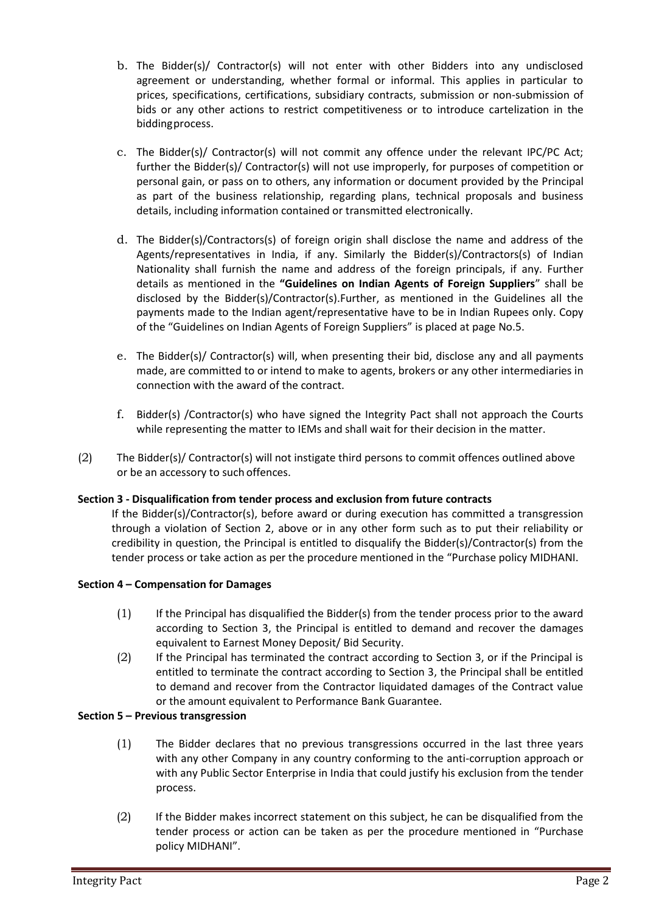b. The Bidder(s)/ Contractor(s) will not enter with other Bidders into any undisclosed agreement or understanding, whether formal or informal. This applies in particular to prices, specifications, certifications, subsidiary contracts, submission or non-submission of bids or any other actions to restrict competitiveness or to introduce cartelization in the biddingprocess.

c. The Bidder(s)/ Contractor(s) will not commit any offence under the relevant IPC/PC Act; further the Bidder(s)/ Contractor(s) will not use improperly, for purposes of competition or personal gain, or pass on to others, any information or document provided by the Principal as part of the business relationship, regarding plans, technical proposals and business details, including information contained or transmitted electronically.

d. The Bidder(s)/Contractors(s) of foreign origin shall disclose the name and address of the Agents/representatives in India, if any. Similarly the Bidder(s)/Contractors(s) of Indian Nationality shall furnish the name and address of the foreign principals, if any. Further details as mentioned in the **"Guidelines on Indian Agents of Foreign Suppliers**" shall be disclosed by the Bidder(s)/Contractor(s).Further, as mentioned in the Guidelines all the payments made to the Indian agent/representative have to be in Indian Rupees only. Copy of the "Guidelines on Indian Agents of Foreign Suppliers" is placed at page No.5.

e. The Bidder(s)/ Contractor(s) will, when presenting their bid, disclose any and all payments made, are committed to or intend to make to agents, brokers or any other intermediaries in connection with the award of the contract.

f. Bidder(s) /Contractor(s) who have signed the Integrity Pact shall not approach the Courts while representing the matter to IEMs and shall wait for their decision in the matter.

(2) The Bidder(s)/ Contractor(s) will not instigate third persons to commit offences outlined above or be an accessory to such offences.

**Section 3 - Disqualification from tender process and exclusion from future contracts**

If the Bidder(s)/Contractor(s), before award or during execution has committed a transgression through a violation of Section 2, above or in any other form such as to put their reliability or credibility in question, the Principal is entitled to disqualify the Bidder(s)/Contractor(s) from the tender process or take action as per the procedure mentioned in the "Purchase policy MIDHANI.

**Section 4 – Compensation for Damages**

(1) If the Principal has disqualified the Bidder(s) from the tender process prior to the award according to Section 3, the Principal is entitled to demand and recover the damages equivalent to Earnest Money Deposit/ Bid Security.

(2) If the Principal has terminated the contract according to Section 3, or if the Principal is entitled to terminate the contract according to Section 3, the Principal shall be entitled to demand and recover from the Contractor liquidated damages of the Contract value or the amount equivalent to Performance Bank Guarantee.

**Section 5 – Previous transgression**

(1) The Bidder declares that no previous transgressions occurred in the last three years with any other Company in any country conforming to the anti-corruption approach or with any Public Sector Enterprise in India that could justify his exclusion from the tender process.

(2) If the Bidder makes incorrect statement on this subject, he can be disqualified from the tender process or action can be taken as per the procedure mentioned in "Purchase policy MIDHANI".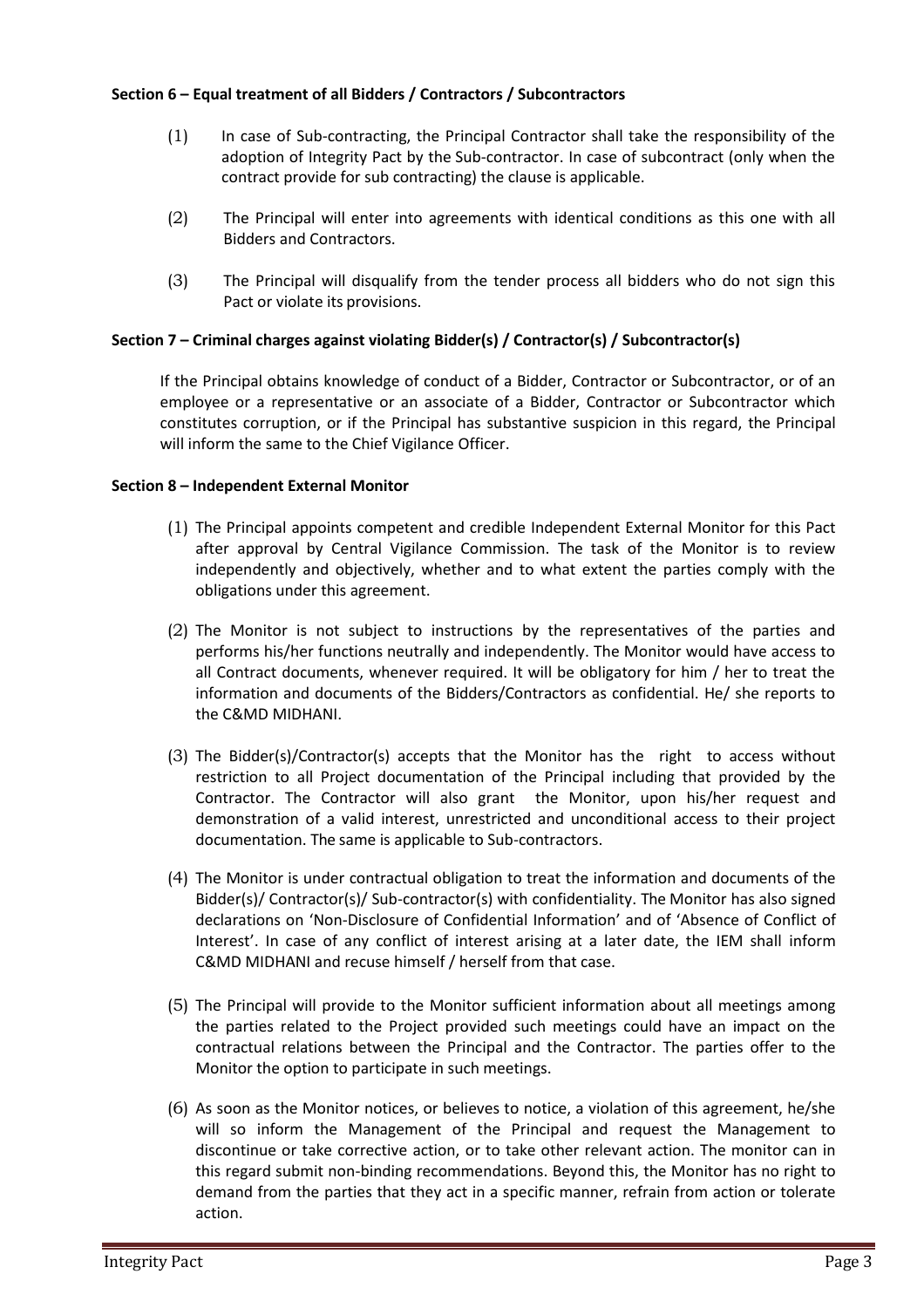**Section 6 – Equal treatment of all Bidders / Contractors / Subcontractors**

(1) In case of Sub-contracting, the Principal Contractor shall take the responsibility of the adoption of Integrity Pact by the Sub-contractor. In case of subcontract (only when the contract provide for sub contracting) the clause is applicable.

(2) The Principal will enter into agreements with identical conditions as this one with all Bidders and Contractors.

(3) The Principal will disqualify from the tender process all bidders who do not sign this Pact or violate its provisions.

**Section 7 – Criminal charges against violating Bidder(s) / Contractor(s) / Subcontractor(s)**

If the Principal obtains knowledge of conduct of a Bidder, Contractor or Subcontractor, or of an employee or a representative or an associate of a Bidder, Contractor or Subcontractor which constitutes corruption, or if the Principal has substantive suspicion in this regard, the Principal will inform the same to the Chief Vigilance Officer.

**Section 8 – Independent External Monitor**

(1) The Principal appoints competent and credible Independent External Monitor for this Pact after approval by Central Vigilance Commission. The task of the Monitor is to review independently and objectively, whether and to what extent the parties comply with the obligations under this agreement.

(2) The Monitor is not subject to instructions by the representatives of the parties and performs his/her functions neutrally and independently. The Monitor would have access to all Contract documents, whenever required. It will be obligatory for him / her to treat the information and documents of the Bidders/Contractors as confidential. He/ she reports to the C&MD MIDHANI.

(3) The Bidder(s)/Contractor(s) accepts that the Monitor has the right to access without restriction to all Project documentation of the Principal including that provided by the Contractor. The Contractor will also grant the Monitor, upon his/her request and demonstration of a valid interest, unrestricted and unconditional access to their project documentation. The same is applicable to Sub-contractors.

(4) The Monitor is under contractual obligation to treat the information and documents of the Bidder(s)/ Contractor(s)/ Sub-contractor(s) with confidentiality. The Monitor has also signed declarations on 'Non-Disclosure of Confidential Information' and of 'Absence of Conflict of Interest'. In case of any conflict of interest arising at a later date, the IEM shall inform C&MD MIDHANI and recuse himself / herself from that case.

(5) The Principal will provide to the Monitor sufficient information about all meetings among the parties related to the Project provided such meetings could have an impact on the contractual relations between the Principal and the Contractor. The parties offer to the Monitor the option to participate in such meetings.

(6) As soon as the Monitor notices, or believes to notice, a violation of this agreement, he/she will so inform the Management of the Principal and request the Management to discontinue or take corrective action, or to take other relevant action. The monitor can in this regard submit non-binding recommendations. Beyond this, the Monitor has no right to demand from the parties that they act in a specific manner, refrain from action or tolerate action.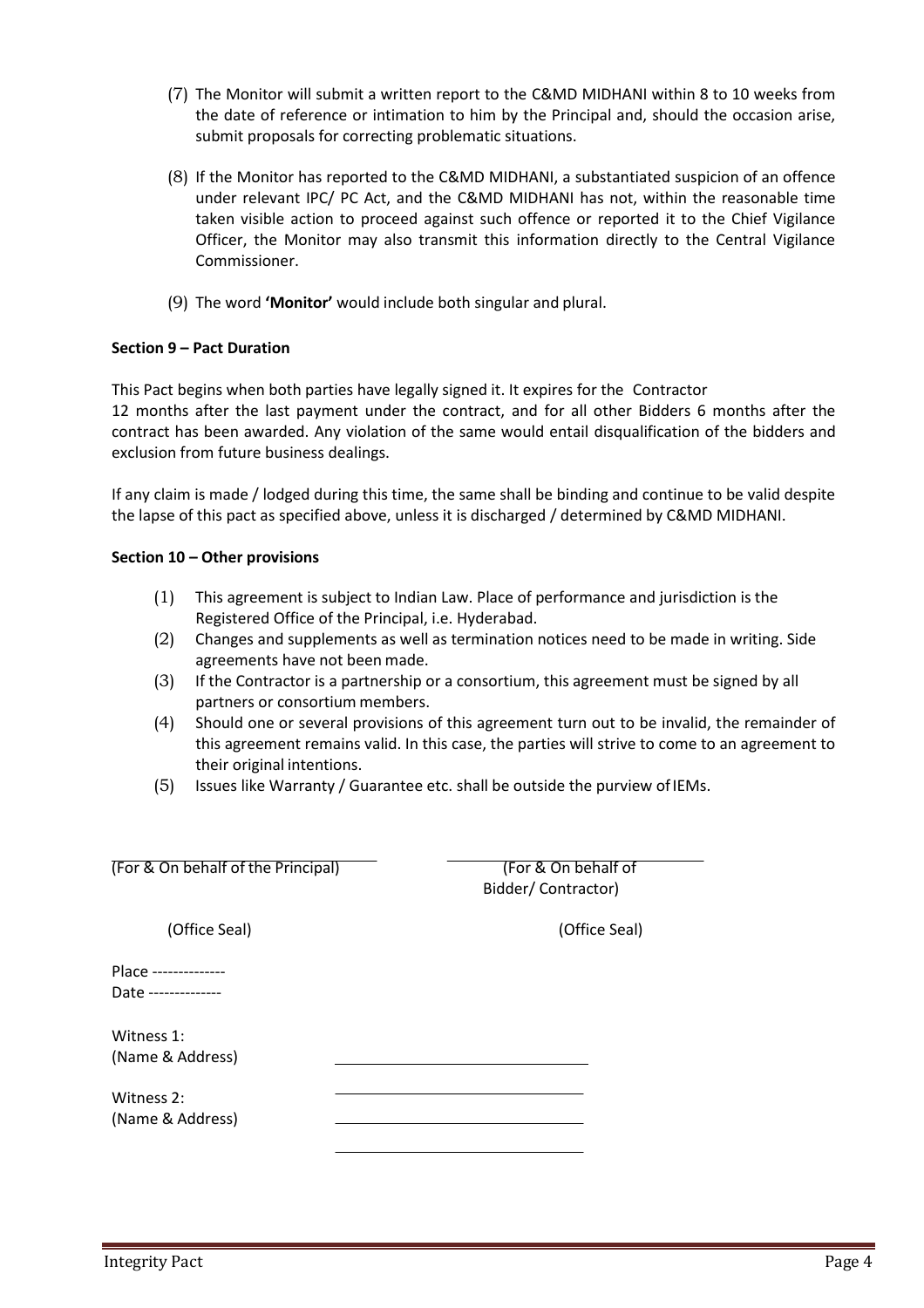(7) The Monitor will submit a written report to the C&MD MIDHANI within 8 to 10 weeks from the date of reference or intimation to him by the Principal and, should the occasion arise, submit proposals for correcting problematic situations.

(8) If the Monitor has reported to the C&MD MIDHANI, a substantiated suspicion of an offence under relevant IPC/ PC Act, and the C&MD MIDHANI has not, within the reasonable time taken visible action to proceed against such offence or reported it to the Chief Vigilance Officer, the Monitor may also transmit this information directly to the Central Vigilance Commissioner.

(9) The word **'Monitor'** would include both singular and plural.

**Section 9 – Pact Duration**

This Pact begins when both parties have legally signed it. It expires for the Contractor 12 months after the last payment under the contract, and for all other Bidders 6 months after the contract has been awarded. Any violation of the same would entail disqualification of the bidders and exclusion from future business dealings.

If any claim is made / lodged during this time, the same shall be binding and continue to be valid despite the lapse of this pact as specified above, unless it is discharged / determined by C&MD MIDHANI.

**Section 10 – Other provisions**

(1) This agreement is subject to Indian Law. Place of performance and jurisdiction is the Registered Office of the Principal, i.e. Hyderabad.
(2) Changes and supplements as well as termination notices need to be made in writing. Side agreements have not been made.
(3) If the Contractor is a partnership or a consortium, this agreement must be signed by all partners or consortium members.
(4) Should one or several provisions of this agreement turn out to be invalid, the remainder of this agreement remains valid. In this case, the parties will strive to come to an agreement to their original intentions.
(5) Issues like Warranty / Guarantee etc. shall be outside the purview of IEMs.

(For & On behalf of the Principal) (For & On behalf of Bidder/ Contractor)

(Office Seal) (Office Seal)

Place --------------
Date --------------

Witness 1:
(Name & Address) ______________________________

Witness 2:
(Name & Address) ______________________________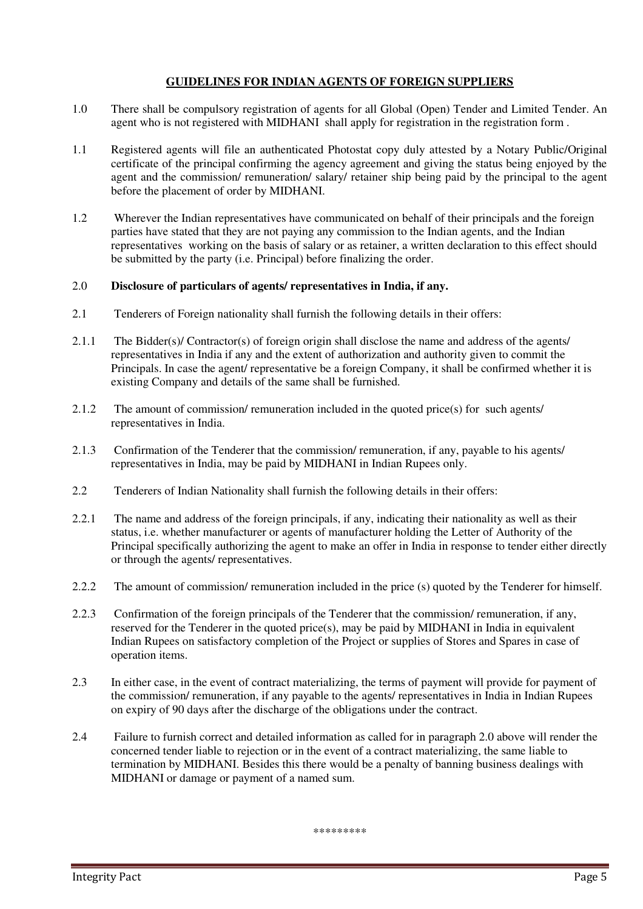## GUIDELINES FOR INDIAN AGENTS OF FOREIGN SUPPLIERS

1.0 There shall be compulsory registration of agents for all Global (Open) Tender and Limited Tender. An agent who is not registered with MIDHANI shall apply for registration in the registration form .

1.1 Registered agents will file an authenticated Photostat copy duly attested by a Notary Public/Original certificate of the principal confirming the agency agreement and giving the status being enjoyed by the agent and the commission/ remuneration/ salary/ retainer ship being paid by the principal to the agent before the placement of order by MIDHANI.

1.2 Wherever the Indian representatives have communicated on behalf of their principals and the foreign parties have stated that they are not paying any commission to the Indian agents, and the Indian representatives working on the basis of salary or as retainer, a written declaration to this effect should be submitted by the party (i.e. Principal) before finalizing the order.

2.0 **Disclosure of particulars of agents/ representatives in India, if any.**

2.1 Tenderers of Foreign nationality shall furnish the following details in their offers:

2.1.1 The Bidder(s)/ Contractor(s) of foreign origin shall disclose the name and address of the agents/ representatives in India if any and the extent of authorization and authority given to commit the Principals. In case the agent/ representative be a foreign Company, it shall be confirmed whether it is existing Company and details of the same shall be furnished.

2.1.2 The amount of commission/ remuneration included in the quoted price(s) for such agents/ representatives in India.

2.1.3 Confirmation of the Tenderer that the commission/ remuneration, if any, payable to his agents/ representatives in India, may be paid by MIDHANI in Indian Rupees only.

2.2 Tenderers of Indian Nationality shall furnish the following details in their offers:

2.2.1 The name and address of the foreign principals, if any, indicating their nationality as well as their status, i.e. whether manufacturer or agents of manufacturer holding the Letter of Authority of the Principal specifically authorizing the agent to make an offer in India in response to tender either directly or through the agents/ representatives.

2.2.2 The amount of commission/ remuneration included in the price (s) quoted by the Tenderer for himself.

2.2.3 Confirmation of the foreign principals of the Tenderer that the commission/ remuneration, if any, reserved for the Tenderer in the quoted price(s), may be paid by MIDHANI in India in equivalent Indian Rupees on satisfactory completion of the Project or supplies of Stores and Spares in case of operation items.

2.3 In either case, in the event of contract materializing, the terms of payment will provide for payment of the commission/ remuneration, if any payable to the agents/ representatives in India in Indian Rupees on expiry of 90 days after the discharge of the obligations under the contract.

2.4 Failure to furnish correct and detailed information as called for in paragraph 2.0 above will render the concerned tender liable to rejection or in the event of a contract materializing, the same liable to termination by MIDHANI. Besides this there would be a penalty of banning business dealings with MIDHANI or damage or payment of a named sum.

*********